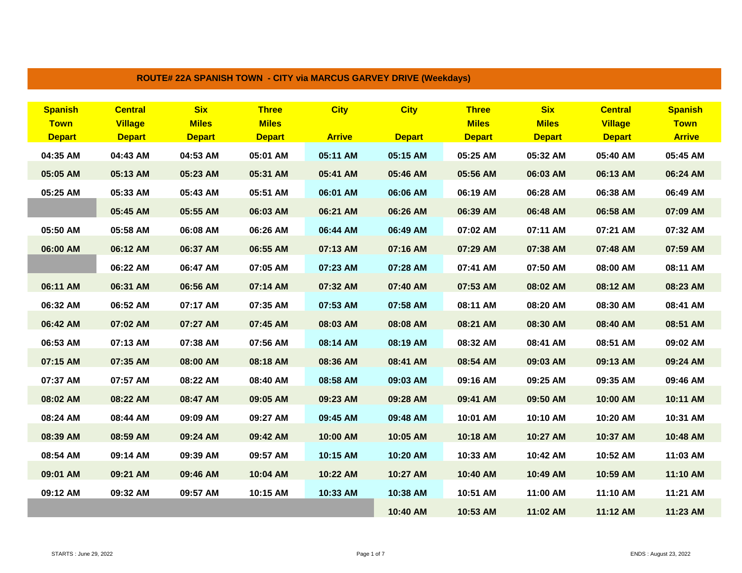## ROUTE# 22A SPANISH TOWN - CITY via MARCUS GARVEY DRIVE (Weekdays)

| Spanish Town Depart | Central Village Depart | Six Miles Depart | Three Miles Depart | City Arrive | City Depart | Three Miles Depart | Six Miles Depart | Central Village Depart | Spanish Town Arrive |
|---|---|---|---|---|---|---|---|---|---|
| 04:35 AM | 04:43 AM | 04:53 AM | 05:01 AM | 05:11 AM | 05:15 AM | 05:25 AM | 05:32 AM | 05:40 AM | 05:45 AM |
| 05:05 AM | 05:13 AM | 05:23 AM | 05:31 AM | 05:41 AM | 05:46 AM | 05:56 AM | 06:03 AM | 06:13 AM | 06:24 AM |
| 05:25 AM | 05:33 AM | 05:43 AM | 05:51 AM | 06:01 AM | 06:06 AM | 06:19 AM | 06:28 AM | 06:38 AM | 06:49 AM |
| | 05:45 AM | 05:55 AM | 06:03 AM | 06:21 AM | 06:26 AM | 06:39 AM | 06:48 AM | 06:58 AM | 07:09 AM |
| 05:50 AM | 05:58 AM | 06:08 AM | 06:26 AM | 06:44 AM | 06:49 AM | 07:02 AM | 07:11 AM | 07:21 AM | 07:32 AM |
| 06:00 AM | 06:12 AM | 06:37 AM | 06:55 AM | 07:13 AM | 07:16 AM | 07:29 AM | 07:38 AM | 07:48 AM | 07:59 AM |
| | 06:22 AM | 06:47 AM | 07:05 AM | 07:23 AM | 07:28 AM | 07:41 AM | 07:50 AM | 08:00 AM | 08:11 AM |
| 06:11 AM | 06:31 AM | 06:56 AM | 07:14 AM | 07:32 AM | 07:40 AM | 07:53 AM | 08:02 AM | 08:12 AM | 08:23 AM |
| 06:32 AM | 06:52 AM | 07:17 AM | 07:35 AM | 07:53 AM | 07:58 AM | 08:11 AM | 08:20 AM | 08:30 AM | 08:41 AM |
| 06:42 AM | 07:02 AM | 07:27 AM | 07:45 AM | 08:03 AM | 08:08 AM | 08:21 AM | 08:30 AM | 08:40 AM | 08:51 AM |
| 06:53 AM | 07:13 AM | 07:38 AM | 07:56 AM | 08:14 AM | 08:19 AM | 08:32 AM | 08:41 AM | 08:51 AM | 09:02 AM |
| 07:15 AM | 07:35 AM | 08:00 AM | 08:18 AM | 08:36 AM | 08:41 AM | 08:54 AM | 09:03 AM | 09:13 AM | 09:24 AM |
| 07:37 AM | 07:57 AM | 08:22 AM | 08:40 AM | 08:58 AM | 09:03 AM | 09:16 AM | 09:25 AM | 09:35 AM | 09:46 AM |
| 08:02 AM | 08:22 AM | 08:47 AM | 09:05 AM | 09:23 AM | 09:28 AM | 09:41 AM | 09:50 AM | 10:00 AM | 10:11 AM |
| 08:24 AM | 08:44 AM | 09:09 AM | 09:27 AM | 09:45 AM | 09:48 AM | 10:01 AM | 10:10 AM | 10:20 AM | 10:31 AM |
| 08:39 AM | 08:59 AM | 09:24 AM | 09:42 AM | 10:00 AM | 10:05 AM | 10:18 AM | 10:27 AM | 10:37 AM | 10:48 AM |
| 08:54 AM | 09:14 AM | 09:39 AM | 09:57 AM | 10:15 AM | 10:20 AM | 10:33 AM | 10:42 AM | 10:52 AM | 11:03 AM |
| 09:01 AM | 09:21 AM | 09:46 AM | 10:04 AM | 10:22 AM | 10:27 AM | 10:40 AM | 10:49 AM | 10:59 AM | 11:10 AM |
| 09:12 AM | 09:32 AM | 09:57 AM | 10:15 AM | 10:33 AM | 10:38 AM | 10:51 AM | 11:00 AM | 11:10 AM | 11:21 AM |
| | | | | | 10:40 AM | 10:53 AM | 11:02 AM | 11:12 AM | 11:23 AM |

STARTS : June 29, 2022

ENDS : August 23, 2022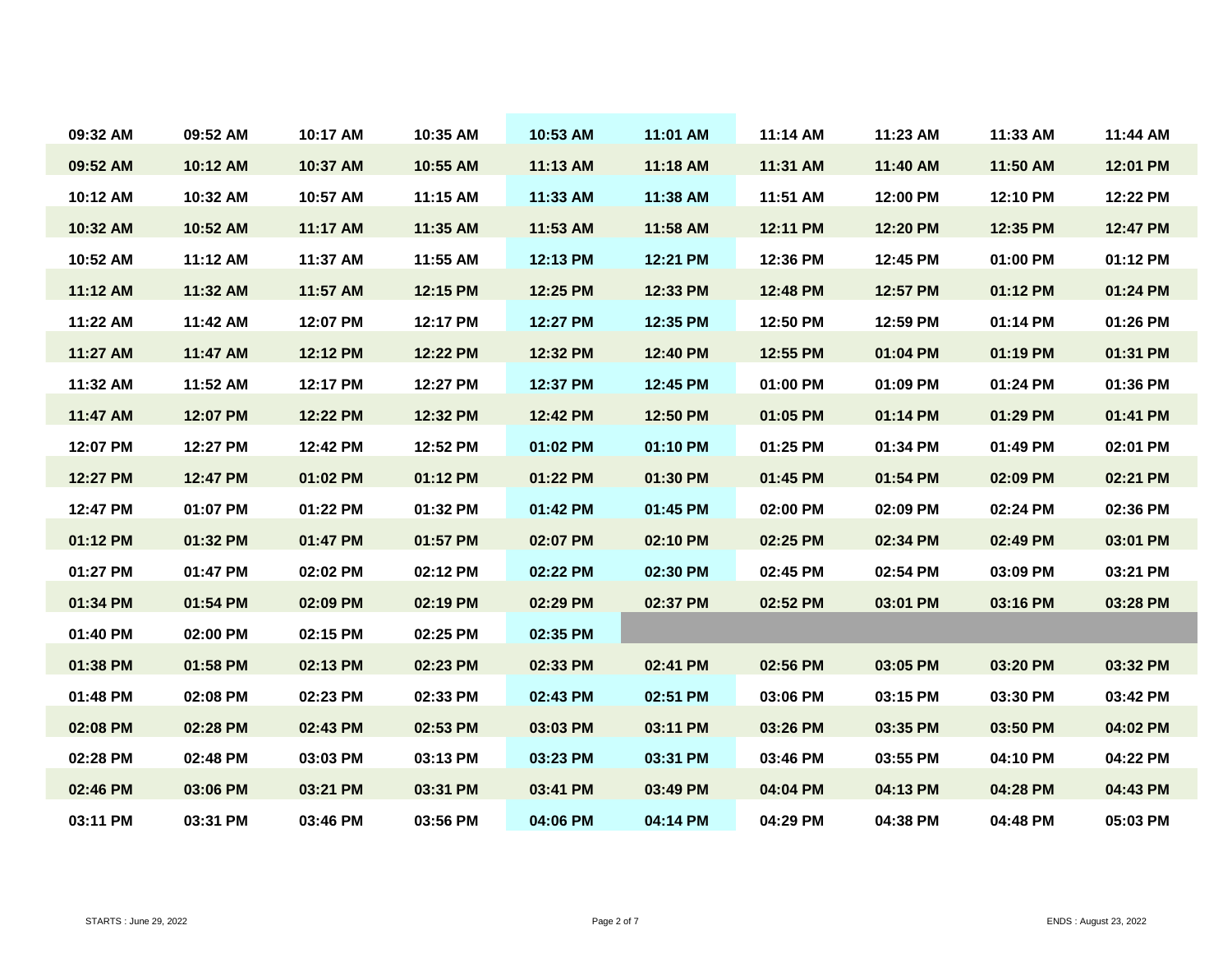| | | | | | | | | | |
|---|---|---|---|---|---|---|---|---|---|
| 09:32 AM | 09:52 AM | 10:17 AM | 10:35 AM | 10:53 AM | 11:01 AM | 11:14 AM | 11:23 AM | 11:33 AM | 11:44 AM |
| 09:52 AM | 10:12 AM | 10:37 AM | 10:55 AM | 11:13 AM | 11:18 AM | 11:31 AM | 11:40 AM | 11:50 AM | 12:01 PM |
| 10:12 AM | 10:32 AM | 10:57 AM | 11:15 AM | 11:33 AM | 11:38 AM | 11:51 AM | 12:00 PM | 12:10 PM | 12:22 PM |
| 10:32 AM | 10:52 AM | 11:17 AM | 11:35 AM | 11:53 AM | 11:58 AM | 12:11 PM | 12:20 PM | 12:35 PM | 12:47 PM |
| 10:52 AM | 11:12 AM | 11:37 AM | 11:55 AM | 12:13 PM | 12:21 PM | 12:36 PM | 12:45 PM | 01:00 PM | 01:12 PM |
| 11:12 AM | 11:32 AM | 11:57 AM | 12:15 PM | 12:25 PM | 12:33 PM | 12:48 PM | 12:57 PM | 01:12 PM | 01:24 PM |
| 11:22 AM | 11:42 AM | 12:07 PM | 12:17 PM | 12:27 PM | 12:35 PM | 12:50 PM | 12:59 PM | 01:14 PM | 01:26 PM |
| 11:27 AM | 11:47 AM | 12:12 PM | 12:22 PM | 12:32 PM | 12:40 PM | 12:55 PM | 01:04 PM | 01:19 PM | 01:31 PM |
| 11:32 AM | 11:52 AM | 12:17 PM | 12:27 PM | 12:37 PM | 12:45 PM | 01:00 PM | 01:09 PM | 01:24 PM | 01:36 PM |
| 11:47 AM | 12:07 PM | 12:22 PM | 12:32 PM | 12:42 PM | 12:50 PM | 01:05 PM | 01:14 PM | 01:29 PM | 01:41 PM |
| 12:07 PM | 12:27 PM | 12:42 PM | 12:52 PM | 01:02 PM | 01:10 PM | 01:25 PM | 01:34 PM | 01:49 PM | 02:01 PM |
| 12:27 PM | 12:47 PM | 01:02 PM | 01:12 PM | 01:22 PM | 01:30 PM | 01:45 PM | 01:54 PM | 02:09 PM | 02:21 PM |
| 12:47 PM | 01:07 PM | 01:22 PM | 01:32 PM | 01:42 PM | 01:45 PM | 02:00 PM | 02:09 PM | 02:24 PM | 02:36 PM |
| 01:12 PM | 01:32 PM | 01:47 PM | 01:57 PM | 02:07 PM | 02:10 PM | 02:25 PM | 02:34 PM | 02:49 PM | 03:01 PM |
| 01:27 PM | 01:47 PM | 02:02 PM | 02:12 PM | 02:22 PM | 02:30 PM | 02:45 PM | 02:54 PM | 03:09 PM | 03:21 PM |
| 01:34 PM | 01:54 PM | 02:09 PM | 02:19 PM | 02:29 PM | 02:37 PM | 02:52 PM | 03:01 PM | 03:16 PM | 03:28 PM |
| 01:40 PM | 02:00 PM | 02:15 PM | 02:25 PM | 02:35 PM | | | | | |
| 01:38 PM | 01:58 PM | 02:13 PM | 02:23 PM | 02:33 PM | 02:41 PM | 02:56 PM | 03:05 PM | 03:20 PM | 03:32 PM |
| 01:48 PM | 02:08 PM | 02:23 PM | 02:33 PM | 02:43 PM | 02:51 PM | 03:06 PM | 03:15 PM | 03:30 PM | 03:42 PM |
| 02:08 PM | 02:28 PM | 02:43 PM | 02:53 PM | 03:03 PM | 03:11 PM | 03:26 PM | 03:35 PM | 03:50 PM | 04:02 PM |
| 02:28 PM | 02:48 PM | 03:03 PM | 03:13 PM | 03:23 PM | 03:31 PM | 03:46 PM | 03:55 PM | 04:10 PM | 04:22 PM |
| 02:46 PM | 03:06 PM | 03:21 PM | 03:31 PM | 03:41 PM | 03:49 PM | 04:04 PM | 04:13 PM | 04:28 PM | 04:43 PM |
| 03:11 PM | 03:31 PM | 03:46 PM | 03:56 PM | 04:06 PM | 04:14 PM | 04:29 PM | 04:38 PM | 04:48 PM | 05:03 PM |

STARTS : June 29, 2022

ENDS : August 23, 2022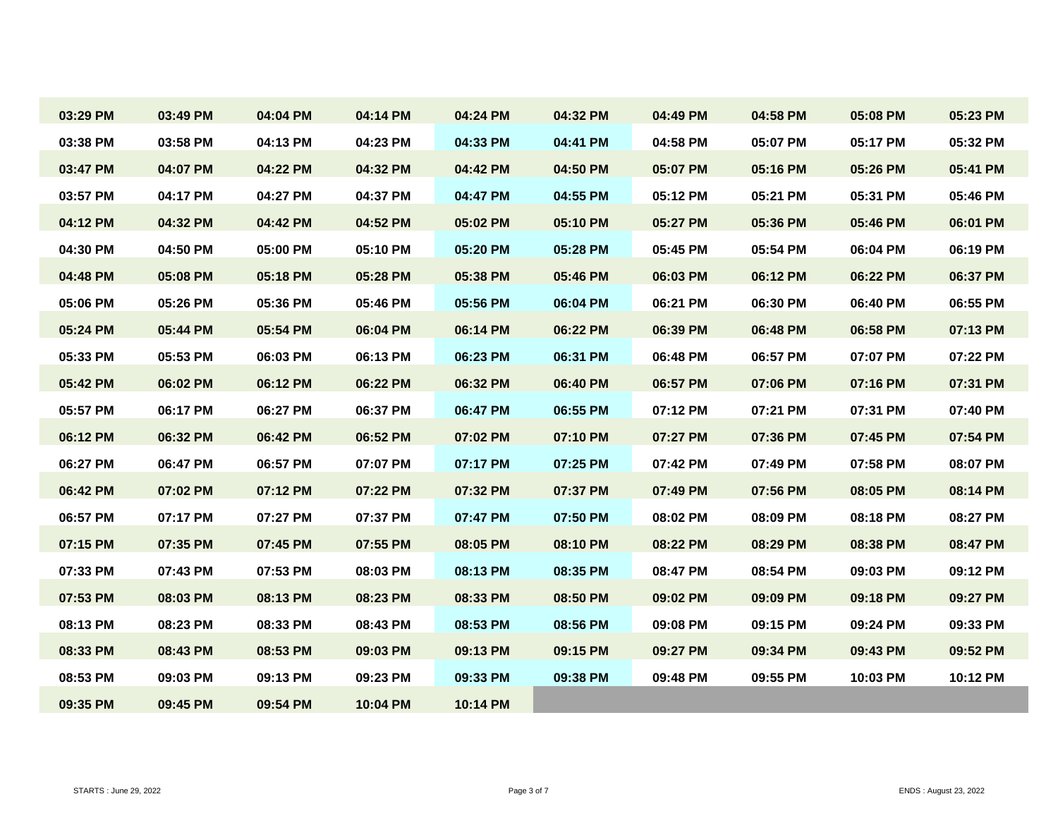| | | | | | | | | | |
|---|---|---|---|---|---|---|---|---|---|
| 03:29 PM | 03:49 PM | 04:04 PM | 04:14 PM | 04:24 PM | 04:32 PM | 04:49 PM | 04:58 PM | 05:08 PM | 05:23 PM |
| 03:38 PM | 03:58 PM | 04:13 PM | 04:23 PM | 04:33 PM | 04:41 PM | 04:58 PM | 05:07 PM | 05:17 PM | 05:32 PM |
| 03:47 PM | 04:07 PM | 04:22 PM | 04:32 PM | 04:42 PM | 04:50 PM | 05:07 PM | 05:16 PM | 05:26 PM | 05:41 PM |
| 03:57 PM | 04:17 PM | 04:27 PM | 04:37 PM | 04:47 PM | 04:55 PM | 05:12 PM | 05:21 PM | 05:31 PM | 05:46 PM |
| 04:12 PM | 04:32 PM | 04:42 PM | 04:52 PM | 05:02 PM | 05:10 PM | 05:27 PM | 05:36 PM | 05:46 PM | 06:01 PM |
| 04:30 PM | 04:50 PM | 05:00 PM | 05:10 PM | 05:20 PM | 05:28 PM | 05:45 PM | 05:54 PM | 06:04 PM | 06:19 PM |
| 04:48 PM | 05:08 PM | 05:18 PM | 05:28 PM | 05:38 PM | 05:46 PM | 06:03 PM | 06:12 PM | 06:22 PM | 06:37 PM |
| 05:06 PM | 05:26 PM | 05:36 PM | 05:46 PM | 05:56 PM | 06:04 PM | 06:21 PM | 06:30 PM | 06:40 PM | 06:55 PM |
| 05:24 PM | 05:44 PM | 05:54 PM | 06:04 PM | 06:14 PM | 06:22 PM | 06:39 PM | 06:48 PM | 06:58 PM | 07:13 PM |
| 05:33 PM | 05:53 PM | 06:03 PM | 06:13 PM | 06:23 PM | 06:31 PM | 06:48 PM | 06:57 PM | 07:07 PM | 07:22 PM |
| 05:42 PM | 06:02 PM | 06:12 PM | 06:22 PM | 06:32 PM | 06:40 PM | 06:57 PM | 07:06 PM | 07:16 PM | 07:31 PM |
| 05:57 PM | 06:17 PM | 06:27 PM | 06:37 PM | 06:47 PM | 06:55 PM | 07:12 PM | 07:21 PM | 07:31 PM | 07:40 PM |
| 06:12 PM | 06:32 PM | 06:42 PM | 06:52 PM | 07:02 PM | 07:10 PM | 07:27 PM | 07:36 PM | 07:45 PM | 07:54 PM |
| 06:27 PM | 06:47 PM | 06:57 PM | 07:07 PM | 07:17 PM | 07:25 PM | 07:42 PM | 07:49 PM | 07:58 PM | 08:07 PM |
| 06:42 PM | 07:02 PM | 07:12 PM | 07:22 PM | 07:32 PM | 07:37 PM | 07:49 PM | 07:56 PM | 08:05 PM | 08:14 PM |
| 06:57 PM | 07:17 PM | 07:27 PM | 07:37 PM | 07:47 PM | 07:50 PM | 08:02 PM | 08:09 PM | 08:18 PM | 08:27 PM |
| 07:15 PM | 07:35 PM | 07:45 PM | 07:55 PM | 08:05 PM | 08:10 PM | 08:22 PM | 08:29 PM | 08:38 PM | 08:47 PM |
| 07:33 PM | 07:43 PM | 07:53 PM | 08:03 PM | 08:13 PM | 08:35 PM | 08:47 PM | 08:54 PM | 09:03 PM | 09:12 PM |
| 07:53 PM | 08:03 PM | 08:13 PM | 08:23 PM | 08:33 PM | 08:50 PM | 09:02 PM | 09:09 PM | 09:18 PM | 09:27 PM |
| 08:13 PM | 08:23 PM | 08:33 PM | 08:43 PM | 08:53 PM | 08:56 PM | 09:08 PM | 09:15 PM | 09:24 PM | 09:33 PM |
| 08:33 PM | 08:43 PM | 08:53 PM | 09:03 PM | 09:13 PM | 09:15 PM | 09:27 PM | 09:34 PM | 09:43 PM | 09:52 PM |
| 08:53 PM | 09:03 PM | 09:13 PM | 09:23 PM | 09:33 PM | 09:38 PM | 09:48 PM | 09:55 PM | 10:03 PM | 10:12 PM |
| 09:35 PM | 09:45 PM | 09:54 PM | 10:04 PM | 10:14 PM | | | | | |

STARTS : June 29, 2022

ENDS : August 23, 2022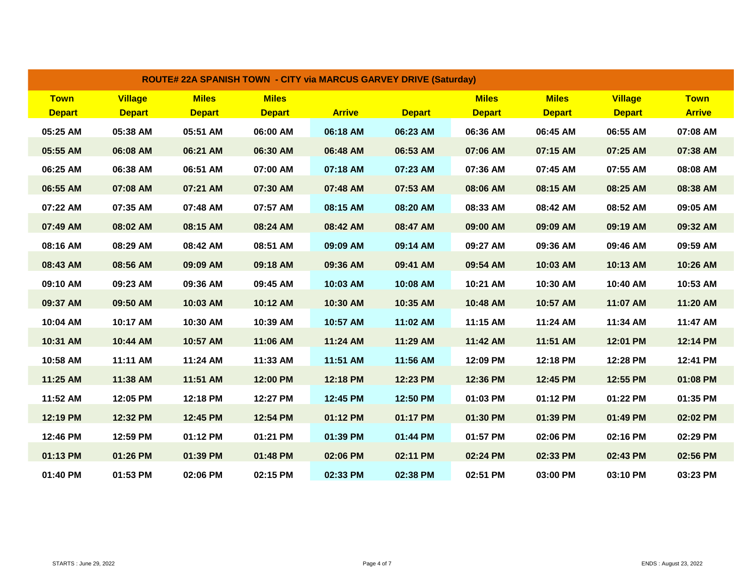| ROUTE# 22A SPANISH TOWN - CITY via MARCUS GARVEY DRIVE (Saturday) | | | | | | | | | |
|---|---|---|---|---|---|---|---|---|---|
| **Town Depart** | **Village Depart** | **Miles Depart** | **Miles Depart** | **Arrive** | **Depart** | **Miles Depart** | **Miles Depart** | **Village Depart** | **Town Arrive** |
| 05:25 AM | 05:38 AM | 05:51 AM | 06:00 AM | 06:18 AM | 06:23 AM | 06:36 AM | 06:45 AM | 06:55 AM | 07:08 AM |
| 05:55 AM | 06:08 AM | 06:21 AM | 06:30 AM | 06:48 AM | 06:53 AM | 07:06 AM | 07:15 AM | 07:25 AM | 07:38 AM |
| 06:25 AM | 06:38 AM | 06:51 AM | 07:00 AM | 07:18 AM | 07:23 AM | 07:36 AM | 07:45 AM | 07:55 AM | 08:08 AM |
| 06:55 AM | 07:08 AM | 07:21 AM | 07:30 AM | 07:48 AM | 07:53 AM | 08:06 AM | 08:15 AM | 08:25 AM | 08:38 AM |
| 07:22 AM | 07:35 AM | 07:48 AM | 07:57 AM | 08:15 AM | 08:20 AM | 08:33 AM | 08:42 AM | 08:52 AM | 09:05 AM |
| 07:49 AM | 08:02 AM | 08:15 AM | 08:24 AM | 08:42 AM | 08:47 AM | 09:00 AM | 09:09 AM | 09:19 AM | 09:32 AM |
| 08:16 AM | 08:29 AM | 08:42 AM | 08:51 AM | 09:09 AM | 09:14 AM | 09:27 AM | 09:36 AM | 09:46 AM | 09:59 AM |
| 08:43 AM | 08:56 AM | 09:09 AM | 09:18 AM | 09:36 AM | 09:41 AM | 09:54 AM | 10:03 AM | 10:13 AM | 10:26 AM |
| 09:10 AM | 09:23 AM | 09:36 AM | 09:45 AM | 10:03 AM | 10:08 AM | 10:21 AM | 10:30 AM | 10:40 AM | 10:53 AM |
| 09:37 AM | 09:50 AM | 10:03 AM | 10:12 AM | 10:30 AM | 10:35 AM | 10:48 AM | 10:57 AM | 11:07 AM | 11:20 AM |
| 10:04 AM | 10:17 AM | 10:30 AM | 10:39 AM | 10:57 AM | 11:02 AM | 11:15 AM | 11:24 AM | 11:34 AM | 11:47 AM |
| 10:31 AM | 10:44 AM | 10:57 AM | 11:06 AM | 11:24 AM | 11:29 AM | 11:42 AM | 11:51 AM | 12:01 PM | 12:14 PM |
| 10:58 AM | 11:11 AM | 11:24 AM | 11:33 AM | 11:51 AM | 11:56 AM | 12:09 PM | 12:18 PM | 12:28 PM | 12:41 PM |
| 11:25 AM | 11:38 AM | 11:51 AM | 12:00 PM | 12:18 PM | 12:23 PM | 12:36 PM | 12:45 PM | 12:55 PM | 01:08 PM |
| 11:52 AM | 12:05 PM | 12:18 PM | 12:27 PM | 12:45 PM | 12:50 PM | 01:03 PM | 01:12 PM | 01:22 PM | 01:35 PM |
| 12:19 PM | 12:32 PM | 12:45 PM | 12:54 PM | 01:12 PM | 01:17 PM | 01:30 PM | 01:39 PM | 01:49 PM | 02:02 PM |
| 12:46 PM | 12:59 PM | 01:12 PM | 01:21 PM | 01:39 PM | 01:44 PM | 01:57 PM | 02:06 PM | 02:16 PM | 02:29 PM |
| 01:13 PM | 01:26 PM | 01:39 PM | 01:48 PM | 02:06 PM | 02:11 PM | 02:24 PM | 02:33 PM | 02:43 PM | 02:56 PM |
| 01:40 PM | 01:53 PM | 02:06 PM | 02:15 PM | 02:33 PM | 02:38 PM | 02:51 PM | 03:00 PM | 03:10 PM | 03:23 PM |

STARTS : June 29, 2022

ENDS : August 23, 2022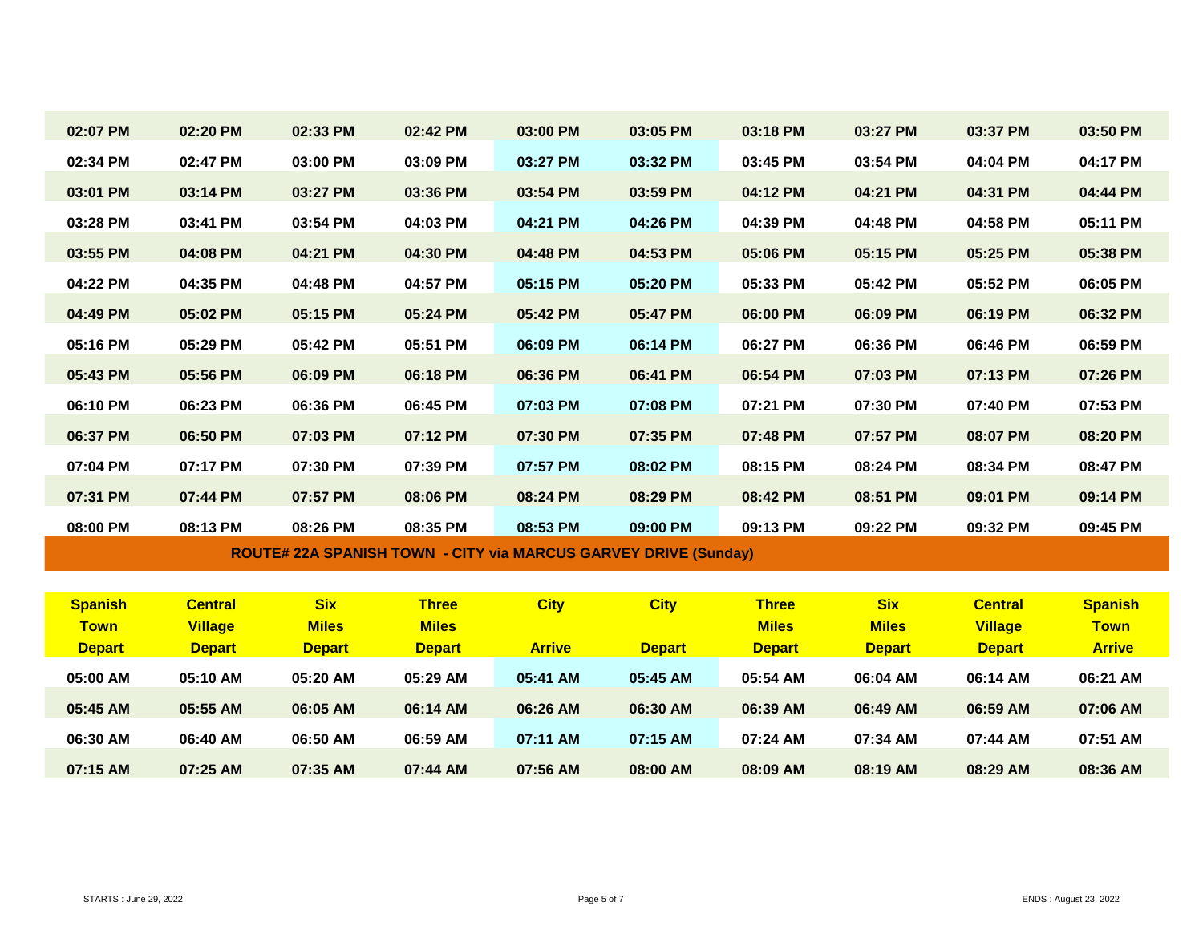| | | | | | | | | | |
|---|---|---|---|---|---|---|---|---|---|
| 02:07 PM | 02:20 PM | 02:33 PM | 02:42 PM | 03:00 PM | 03:05 PM | 03:18 PM | 03:27 PM | 03:37 PM | 03:50 PM |
| 02:34 PM | 02:47 PM | 03:00 PM | 03:09 PM | 03:27 PM | 03:32 PM | 03:45 PM | 03:54 PM | 04:04 PM | 04:17 PM |
| 03:01 PM | 03:14 PM | 03:27 PM | 03:36 PM | 03:54 PM | 03:59 PM | 04:12 PM | 04:21 PM | 04:31 PM | 04:44 PM |
| 03:28 PM | 03:41 PM | 03:54 PM | 04:03 PM | 04:21 PM | 04:26 PM | 04:39 PM | 04:48 PM | 04:58 PM | 05:11 PM |
| 03:55 PM | 04:08 PM | 04:21 PM | 04:30 PM | 04:48 PM | 04:53 PM | 05:06 PM | 05:15 PM | 05:25 PM | 05:38 PM |
| 04:22 PM | 04:35 PM | 04:48 PM | 04:57 PM | 05:15 PM | 05:20 PM | 05:33 PM | 05:42 PM | 05:52 PM | 06:05 PM |
| 04:49 PM | 05:02 PM | 05:15 PM | 05:24 PM | 05:42 PM | 05:47 PM | 06:00 PM | 06:09 PM | 06:19 PM | 06:32 PM |
| 05:16 PM | 05:29 PM | 05:42 PM | 05:51 PM | 06:09 PM | 06:14 PM | 06:27 PM | 06:36 PM | 06:46 PM | 06:59 PM |
| 05:43 PM | 05:56 PM | 06:09 PM | 06:18 PM | 06:36 PM | 06:41 PM | 06:54 PM | 07:03 PM | 07:13 PM | 07:26 PM |
| 06:10 PM | 06:23 PM | 06:36 PM | 06:45 PM | 07:03 PM | 07:08 PM | 07:21 PM | 07:30 PM | 07:40 PM | 07:53 PM |
| 06:37 PM | 06:50 PM | 07:03 PM | 07:12 PM | 07:30 PM | 07:35 PM | 07:48 PM | 07:57 PM | 08:07 PM | 08:20 PM |
| 07:04 PM | 07:17 PM | 07:30 PM | 07:39 PM | 07:57 PM | 08:02 PM | 08:15 PM | 08:24 PM | 08:34 PM | 08:47 PM |
| 07:31 PM | 07:44 PM | 07:57 PM | 08:06 PM | 08:24 PM | 08:29 PM | 08:42 PM | 08:51 PM | 09:01 PM | 09:14 PM |
| 08:00 PM | 08:13 PM | 08:26 PM | 08:35 PM | 08:53 PM | 09:00 PM | 09:13 PM | 09:22 PM | 09:32 PM | 09:45 PM |

## ROUTE# 22A SPANISH TOWN - CITY via MARCUS GARVEY DRIVE (Sunday)

| Spanish Town Depart | Central Village Depart | Six Miles Depart | Three Miles Depart | City Arrive | City Depart | Three Miles Depart | Six Miles Depart | Central Village Depart | Spanish Town Arrive |
|---|---|---|---|---|---|---|---|---|---|
| 05:00 AM | 05:10 AM | 05:20 AM | 05:29 AM | 05:41 AM | 05:45 AM | 05:54 AM | 06:04 AM | 06:14 AM | 06:21 AM |
| 05:45 AM | 05:55 AM | 06:05 AM | 06:14 AM | 06:26 AM | 06:30 AM | 06:39 AM | 06:49 AM | 06:59 AM | 07:06 AM |
| 06:30 AM | 06:40 AM | 06:50 AM | 06:59 AM | 07:11 AM | 07:15 AM | 07:24 AM | 07:34 AM | 07:44 AM | 07:51 AM |
| 07:15 AM | 07:25 AM | 07:35 AM | 07:44 AM | 07:56 AM | 08:00 AM | 08:09 AM | 08:19 AM | 08:29 AM | 08:36 AM |

STARTS : June 29, 2022

ENDS : August 23, 2022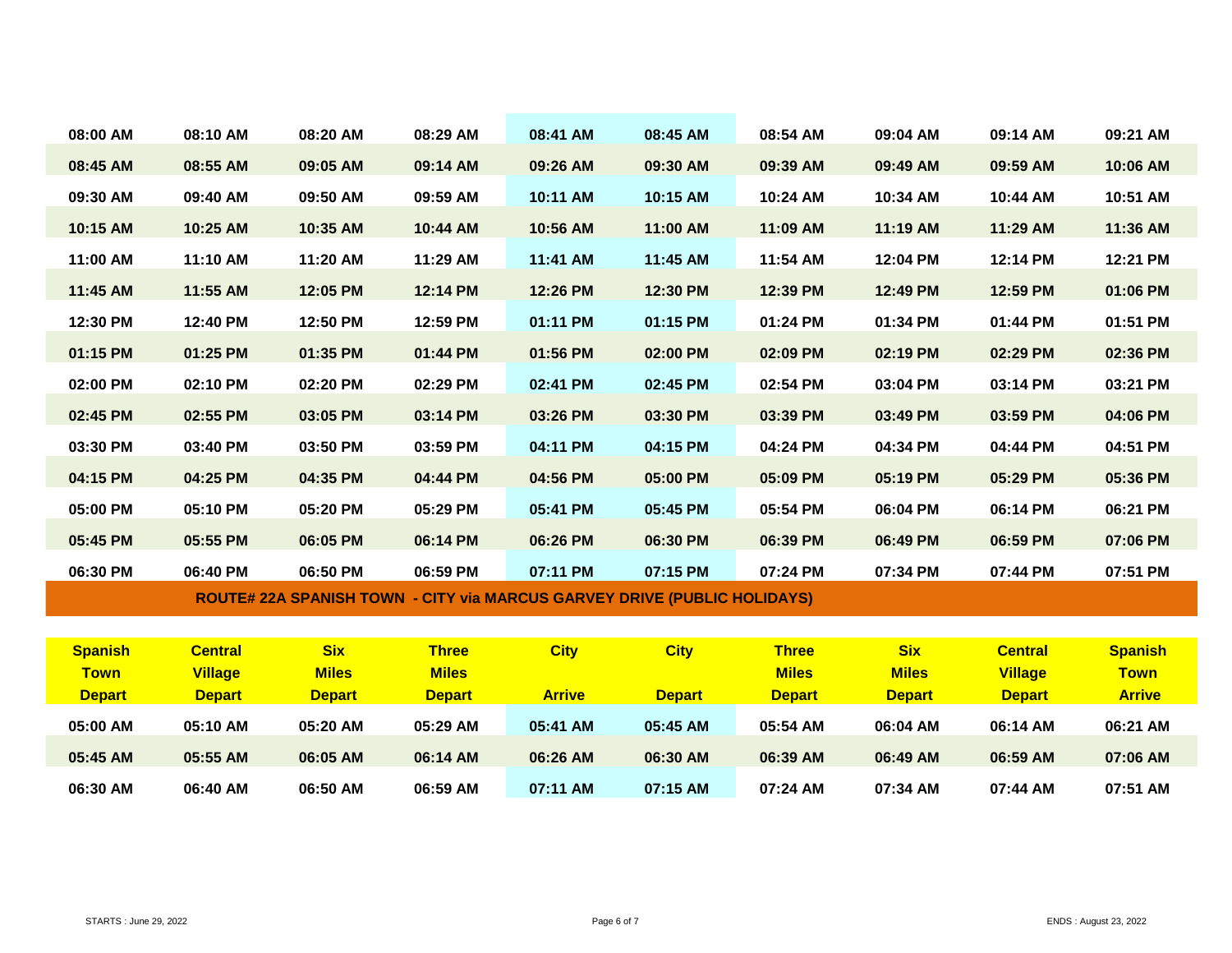| | | | | | | | | | |
|---|---|---|---|---|---|---|---|---|---|
| 08:00 AM | 08:10 AM | 08:20 AM | 08:29 AM | 08:41 AM | 08:45 AM | 08:54 AM | 09:04 AM | 09:14 AM | 09:21 AM |
| 08:45 AM | 08:55 AM | 09:05 AM | 09:14 AM | 09:26 AM | 09:30 AM | 09:39 AM | 09:49 AM | 09:59 AM | 10:06 AM |
| 09:30 AM | 09:40 AM | 09:50 AM | 09:59 AM | 10:11 AM | 10:15 AM | 10:24 AM | 10:34 AM | 10:44 AM | 10:51 AM |
| 10:15 AM | 10:25 AM | 10:35 AM | 10:44 AM | 10:56 AM | 11:00 AM | 11:09 AM | 11:19 AM | 11:29 AM | 11:36 AM |
| 11:00 AM | 11:10 AM | 11:20 AM | 11:29 AM | 11:41 AM | 11:45 AM | 11:54 AM | 12:04 PM | 12:14 PM | 12:21 PM |
| 11:45 AM | 11:55 AM | 12:05 PM | 12:14 PM | 12:26 PM | 12:30 PM | 12:39 PM | 12:49 PM | 12:59 PM | 01:06 PM |
| 12:30 PM | 12:40 PM | 12:50 PM | 12:59 PM | 01:11 PM | 01:15 PM | 01:24 PM | 01:34 PM | 01:44 PM | 01:51 PM |
| 01:15 PM | 01:25 PM | 01:35 PM | 01:44 PM | 01:56 PM | 02:00 PM | 02:09 PM | 02:19 PM | 02:29 PM | 02:36 PM |
| 02:00 PM | 02:10 PM | 02:20 PM | 02:29 PM | 02:41 PM | 02:45 PM | 02:54 PM | 03:04 PM | 03:14 PM | 03:21 PM |
| 02:45 PM | 02:55 PM | 03:05 PM | 03:14 PM | 03:26 PM | 03:30 PM | 03:39 PM | 03:49 PM | 03:59 PM | 04:06 PM |
| 03:30 PM | 03:40 PM | 03:50 PM | 03:59 PM | 04:11 PM | 04:15 PM | 04:24 PM | 04:34 PM | 04:44 PM | 04:51 PM |
| 04:15 PM | 04:25 PM | 04:35 PM | 04:44 PM | 04:56 PM | 05:00 PM | 05:09 PM | 05:19 PM | 05:29 PM | 05:36 PM |
| 05:00 PM | 05:10 PM | 05:20 PM | 05:29 PM | 05:41 PM | 05:45 PM | 05:54 PM | 06:04 PM | 06:14 PM | 06:21 PM |
| 05:45 PM | 05:55 PM | 06:05 PM | 06:14 PM | 06:26 PM | 06:30 PM | 06:39 PM | 06:49 PM | 06:59 PM | 07:06 PM |
| 06:30 PM | 06:40 PM | 06:50 PM | 06:59 PM | 07:11 PM | 07:15 PM | 07:24 PM | 07:34 PM | 07:44 PM | 07:51 PM |

## ROUTE# 22A SPANISH TOWN - CITY via MARCUS GARVEY DRIVE (PUBLIC HOLIDAYS)

| Spanish Town Depart | Central Village Depart | Six Miles Depart | Three Miles Depart | City Arrive | City Depart | Three Miles Depart | Six Miles Depart | Central Village Depart | Spanish Town Arrive |
|---|---|---|---|---|---|---|---|---|---|
| 05:00 AM | 05:10 AM | 05:20 AM | 05:29 AM | 05:41 AM | 05:45 AM | 05:54 AM | 06:04 AM | 06:14 AM | 06:21 AM |
| 05:45 AM | 05:55 AM | 06:05 AM | 06:14 AM | 06:26 AM | 06:30 AM | 06:39 AM | 06:49 AM | 06:59 AM | 07:06 AM |
| 06:30 AM | 06:40 AM | 06:50 AM | 06:59 AM | 07:11 AM | 07:15 AM | 07:24 AM | 07:34 AM | 07:44 AM | 07:51 AM |

STARTS : June 29, 2022

ENDS : August 23, 2022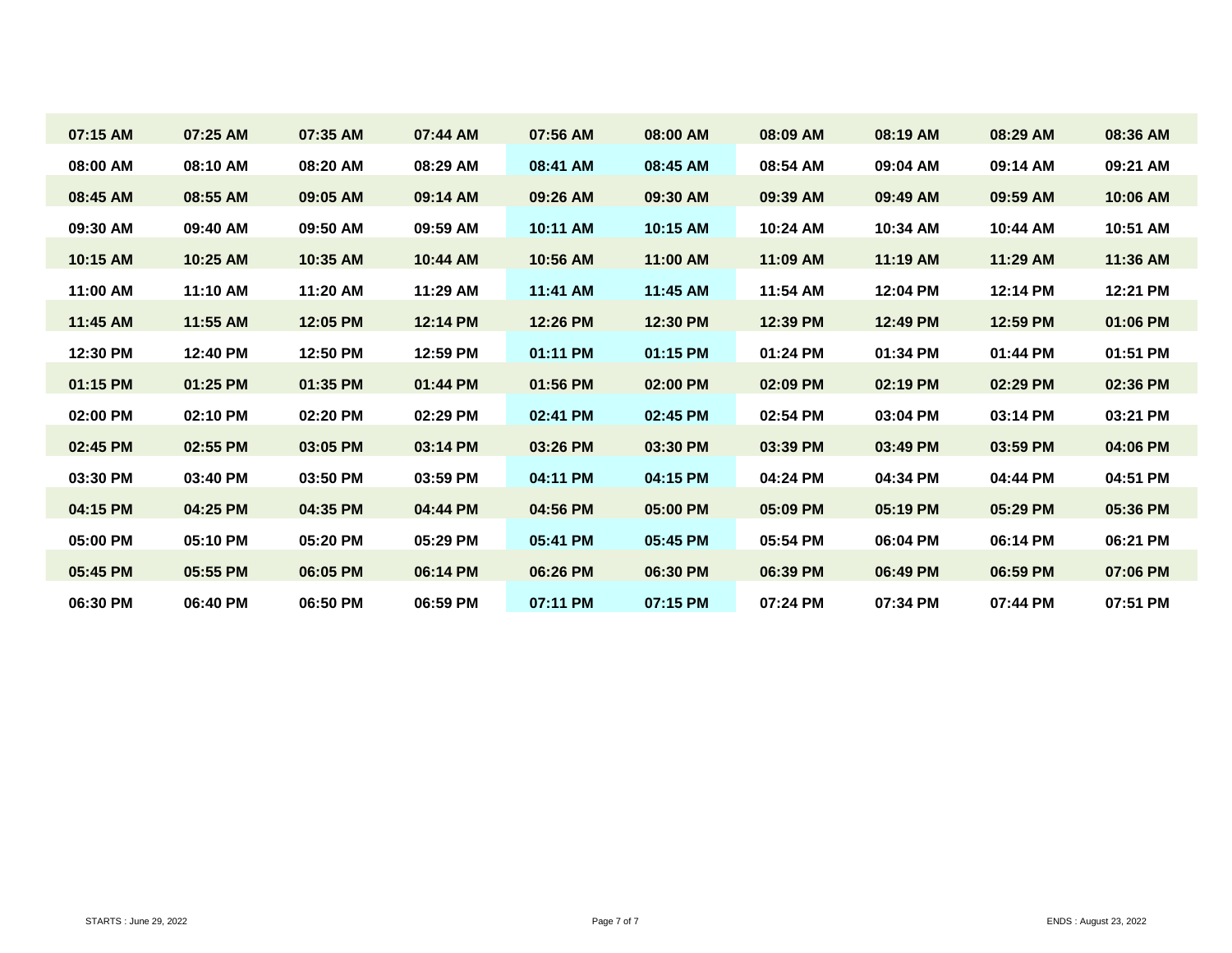| | | | | | | | | | |
|---|---|---|---|---|---|---|---|---|---|
| 07:15 AM | 07:25 AM | 07:35 AM | 07:44 AM | 07:56 AM | 08:00 AM | 08:09 AM | 08:19 AM | 08:29 AM | 08:36 AM |
| 08:00 AM | 08:10 AM | 08:20 AM | 08:29 AM | 08:41 AM | 08:45 AM | 08:54 AM | 09:04 AM | 09:14 AM | 09:21 AM |
| 08:45 AM | 08:55 AM | 09:05 AM | 09:14 AM | 09:26 AM | 09:30 AM | 09:39 AM | 09:49 AM | 09:59 AM | 10:06 AM |
| 09:30 AM | 09:40 AM | 09:50 AM | 09:59 AM | 10:11 AM | 10:15 AM | 10:24 AM | 10:34 AM | 10:44 AM | 10:51 AM |
| 10:15 AM | 10:25 AM | 10:35 AM | 10:44 AM | 10:56 AM | 11:00 AM | 11:09 AM | 11:19 AM | 11:29 AM | 11:36 AM |
| 11:00 AM | 11:10 AM | 11:20 AM | 11:29 AM | 11:41 AM | 11:45 AM | 11:54 AM | 12:04 PM | 12:14 PM | 12:21 PM |
| 11:45 AM | 11:55 AM | 12:05 PM | 12:14 PM | 12:26 PM | 12:30 PM | 12:39 PM | 12:49 PM | 12:59 PM | 01:06 PM |
| 12:30 PM | 12:40 PM | 12:50 PM | 12:59 PM | 01:11 PM | 01:15 PM | 01:24 PM | 01:34 PM | 01:44 PM | 01:51 PM |
| 01:15 PM | 01:25 PM | 01:35 PM | 01:44 PM | 01:56 PM | 02:00 PM | 02:09 PM | 02:19 PM | 02:29 PM | 02:36 PM |
| 02:00 PM | 02:10 PM | 02:20 PM | 02:29 PM | 02:41 PM | 02:45 PM | 02:54 PM | 03:04 PM | 03:14 PM | 03:21 PM |
| 02:45 PM | 02:55 PM | 03:05 PM | 03:14 PM | 03:26 PM | 03:30 PM | 03:39 PM | 03:49 PM | 03:59 PM | 04:06 PM |
| 03:30 PM | 03:40 PM | 03:50 PM | 03:59 PM | 04:11 PM | 04:15 PM | 04:24 PM | 04:34 PM | 04:44 PM | 04:51 PM |
| 04:15 PM | 04:25 PM | 04:35 PM | 04:44 PM | 04:56 PM | 05:00 PM | 05:09 PM | 05:19 PM | 05:29 PM | 05:36 PM |
| 05:00 PM | 05:10 PM | 05:20 PM | 05:29 PM | 05:41 PM | 05:45 PM | 05:54 PM | 06:04 PM | 06:14 PM | 06:21 PM |
| 05:45 PM | 05:55 PM | 06:05 PM | 06:14 PM | 06:26 PM | 06:30 PM | 06:39 PM | 06:49 PM | 06:59 PM | 07:06 PM |
| 06:30 PM | 06:40 PM | 06:50 PM | 06:59 PM | 07:11 PM | 07:15 PM | 07:24 PM | 07:34 PM | 07:44 PM | 07:51 PM |

STARTS : June 29, 2022

ENDS : August 23, 2022